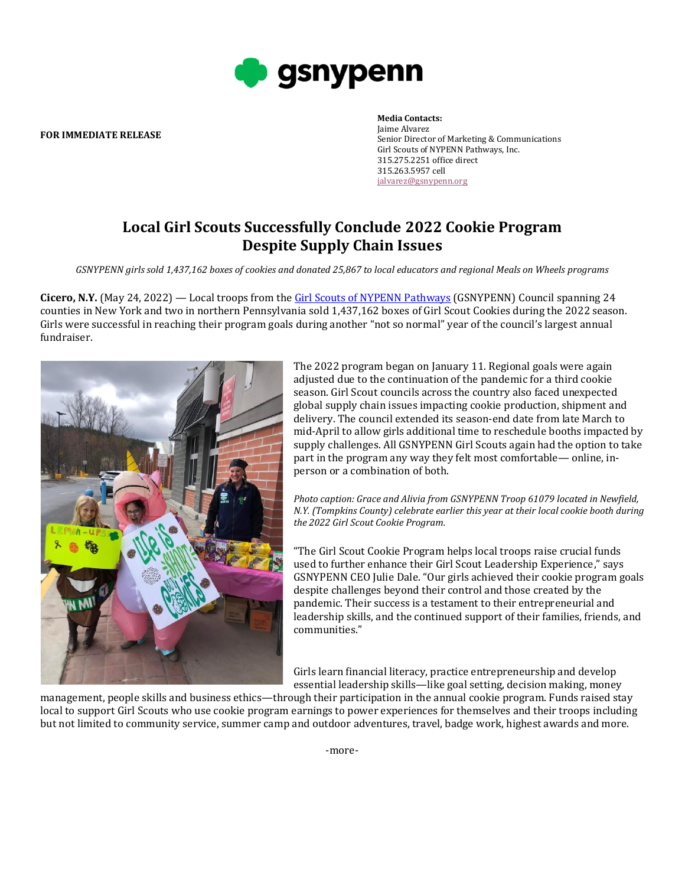gsnypenn

**FOR IMMEDIATE RELEASE**

**Media Contacts:**
Jaime Alvarez
Senior Director of Marketing & Communications
Girl Scouts of NYPENN Pathways, Inc.
315.275.2251 office direct
315.263.5957 cell
jalvarez@gsnypenn.org

# Local Girl Scouts Successfully Conclude 2022 Cookie Program Despite Supply Chain Issues

*GSNYPENN girls sold 1,437,162 boxes of cookies and donated 25,867 to local educators and regional Meals on Wheels programs*

**Cicero, N.Y.** (May 24, 2022) — Local troops from the Girl Scouts of NYPENN Pathways (GSNYPENN) Council spanning 24 counties in New York and two in northern Pennsylvania sold 1,437,162 boxes of Girl Scout Cookies during the 2022 season. Girls were successful in reaching their program goals during another "not so normal" year of the council's largest annual fundraiser.

The 2022 program began on January 11. Regional goals were again adjusted due to the continuation of the pandemic for a third cookie season. Girl Scout councils across the country also faced unexpected global supply chain issues impacting cookie production, shipment and delivery. The council extended its season-end date from late March to mid-April to allow girls additional time to reschedule booths impacted by supply challenges. All GSNYPENN Girl Scouts again had the option to take part in the program any way they felt most comfortable— online, in-person or a combination of both.

*Photo caption: Grace and Alivia from GSNYPENN Troop 61079 located in Newfield, N.Y. (Tompkins County) celebrate earlier this year at their local cookie booth during the 2022 Girl Scout Cookie Program.*

"The Girl Scout Cookie Program helps local troops raise crucial funds used to further enhance their Girl Scout Leadership Experience," says GSNYPENN CEO Julie Dale. "Our girls achieved their cookie program goals despite challenges beyond their control and those created by the pandemic. Their success is a testament to their entrepreneurial and leadership skills, and the continued support of their families, friends, and communities."

Girls learn financial literacy, practice entrepreneurship and develop essential leadership skills—like goal setting, decision making, money management, people skills and business ethics—through their participation in the annual cookie program. Funds raised stay local to support Girl Scouts who use cookie program earnings to power experiences for themselves and their troops including but not limited to community service, summer camp and outdoor adventures, travel, badge work, highest awards and more.

-more-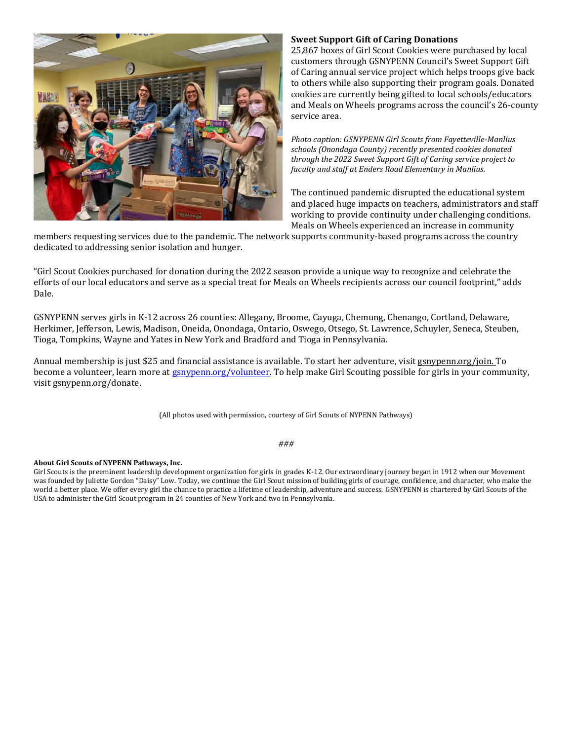**Sweet Support Gift of Caring Donations**

25,867 boxes of Girl Scout Cookies were purchased by local customers through GSNYPENN Council's Sweet Support Gift of Caring annual service project which helps troops give back to others while also supporting their program goals. Donated cookies are currently being gifted to local schools/educators and Meals on Wheels programs across the council's 26-county service area.

*Photo caption: GSNYPENN Girl Scouts from Fayetteville-Manlius schools (Onondaga County) recently presented cookies donated through the 2022 Sweet Support Gift of Caring service project to faculty and staff at Enders Road Elementary in Manlius.*

The continued pandemic disrupted the educational system and placed huge impacts on teachers, administrators and staff working to provide continuity under challenging conditions. Meals on Wheels experienced an increase in community members requesting services due to the pandemic. The network supports community-based programs across the country dedicated to addressing senior isolation and hunger.

"Girl Scout Cookies purchased for donation during the 2022 season provide a unique way to recognize and celebrate the efforts of our local educators and serve as a special treat for Meals on Wheels recipients across our council footprint," adds Dale.

GSNYPENN serves girls in K-12 across 26 counties: Allegany, Broome, Cayuga, Chemung, Chenango, Cortland, Delaware, Herkimer, Jefferson, Lewis, Madison, Oneida, Onondaga, Ontario, Oswego, Otsego, St. Lawrence, Schuyler, Seneca, Steuben, Tioga, Tompkins, Wayne and Yates in New York and Bradford and Tioga in Pennsylvania.

Annual membership is just $25 and financial assistance is available. To start her adventure, visit gsnypenn.org/join. To become a volunteer, learn more at gsnypenn.org/volunteer. To help make Girl Scouting possible for girls in your community, visit gsnypenn.org/donate.

(All photos used with permission, courtesy of Girl Scouts of NYPENN Pathways)

###

**About Girl Scouts of NYPENN Pathways, Inc.**

Girl Scouts is the preeminent leadership development organization for girls in grades K-12. Our extraordinary journey began in 1912 when our Movement was founded by Juliette Gordon "Daisy" Low. Today, we continue the Girl Scout mission of building girls of courage, confidence, and character, who make the world a better place. We offer every girl the chance to practice a lifetime of leadership, adventure and success. GSNYPENN is chartered by Girl Scouts of the USA to administer the Girl Scout program in 24 counties of New York and two in Pennsylvania.